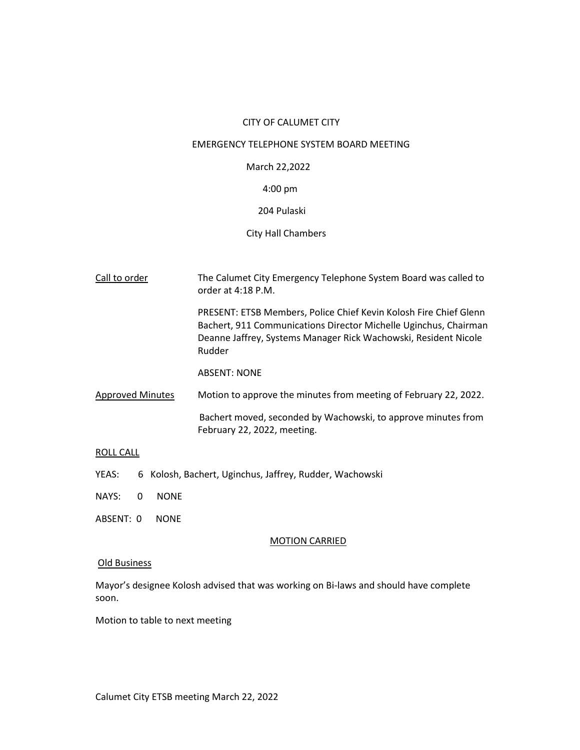CITY OF CALUMET CITY

EMERGENCY TELEPHONE SYSTEM BOARD MEETING

March 22,2022

4:00 pm

204 Pulaski

City Hall Chambers

<u>Call to order</u>

The Calumet City Emergency Telephone System Board was called to order at 4:18 P.M.

PRESENT: ETSB Members, Police Chief Kevin Kolosh Fire Chief Glenn Bachert, 911 Communications Director Michelle Uginchus, Chairman Deanne Jaffrey, Systems Manager Rick Wachowski, Resident Nicole Rudder

ABSENT: NONE

<u>Approved Minutes</u>

Motion to approve the minutes from meeting of February 22, 2022.

Bachert moved, seconded by Wachowski, to approve minutes from February 22, 2022, meeting.

<u>ROLL CALL</u>

YEAS: 6 Kolosh, Bachert, Uginchus, Jaffrey, Rudder, Wachowski

NAYS: 0 NONE

ABSENT: 0 NONE

<u>MOTION CARRIED</u>

<u>Old Business</u>

Mayor's designee Kolosh advised that was working on Bi-laws and should have complete soon.

Motion to table to next meeting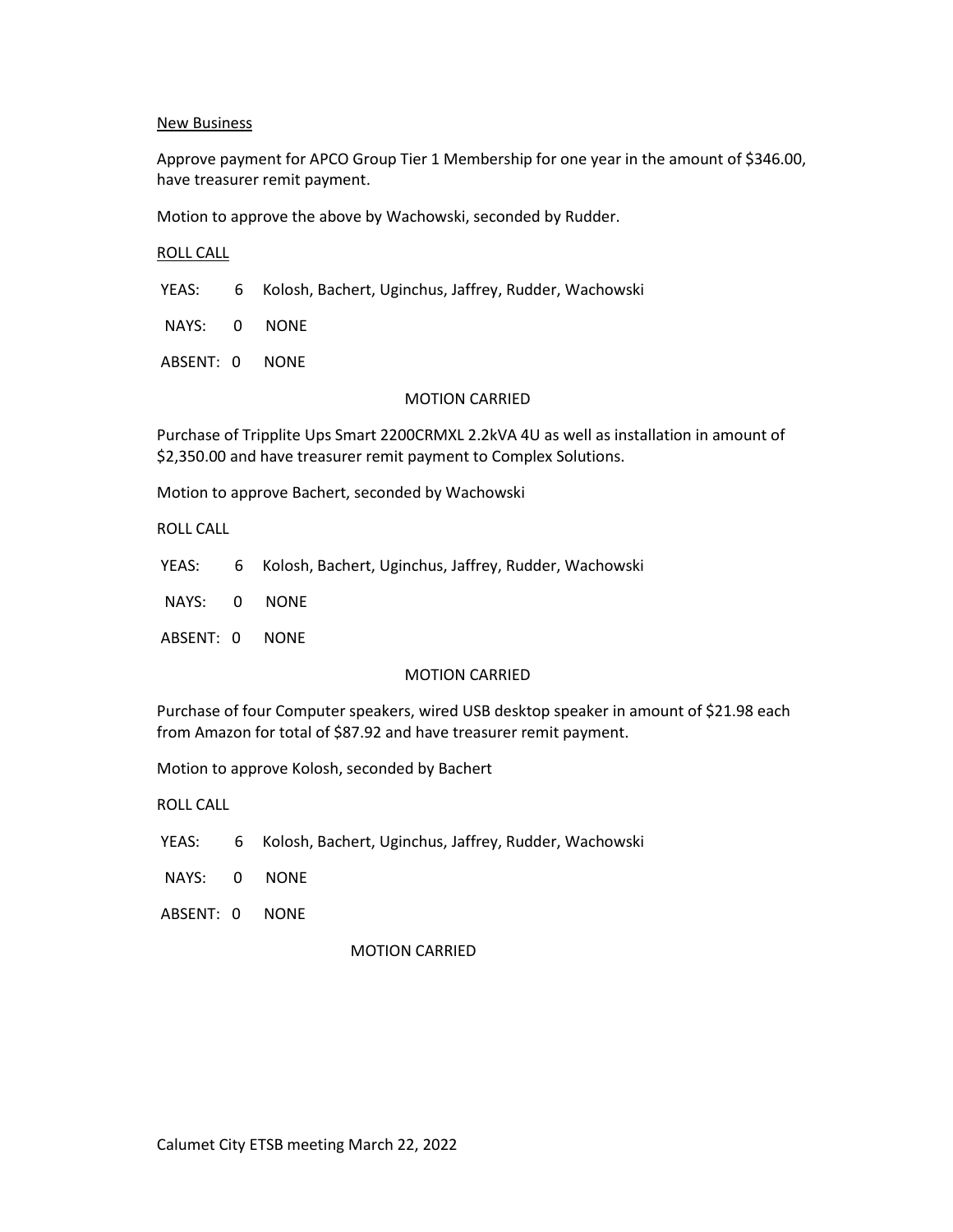New Business

Approve payment for APCO Group Tier 1 Membership for one year in the amount of $346.00, have treasurer remit payment.

Motion to approve the above by Wachowski, seconded by Rudder.

ROLL CALL

YEAS: 6 Kolosh, Bachert, Uginchus, Jaffrey, Rudder, Wachowski

NAYS: 0 NONE

ABSENT: 0 NONE

MOTION CARRIED

Purchase of Tripplite Ups Smart 2200CRMXL 2.2kVA 4U as well as installation in amount of $2,350.00 and have treasurer remit payment to Complex Solutions.

Motion to approve Bachert, seconded by Wachowski

ROLL CALL

YEAS: 6 Kolosh, Bachert, Uginchus, Jaffrey, Rudder, Wachowski

NAYS: 0 NONE

ABSENT: 0 NONE

MOTION CARRIED

Purchase of four Computer speakers, wired USB desktop speaker in amount of $21.98 each from Amazon for total of $87.92 and have treasurer remit payment.

Motion to approve Kolosh, seconded by Bachert

ROLL CALL

YEAS: 6 Kolosh, Bachert, Uginchus, Jaffrey, Rudder, Wachowski

NAYS: 0 NONE

ABSENT: 0 NONE

MOTION CARRIED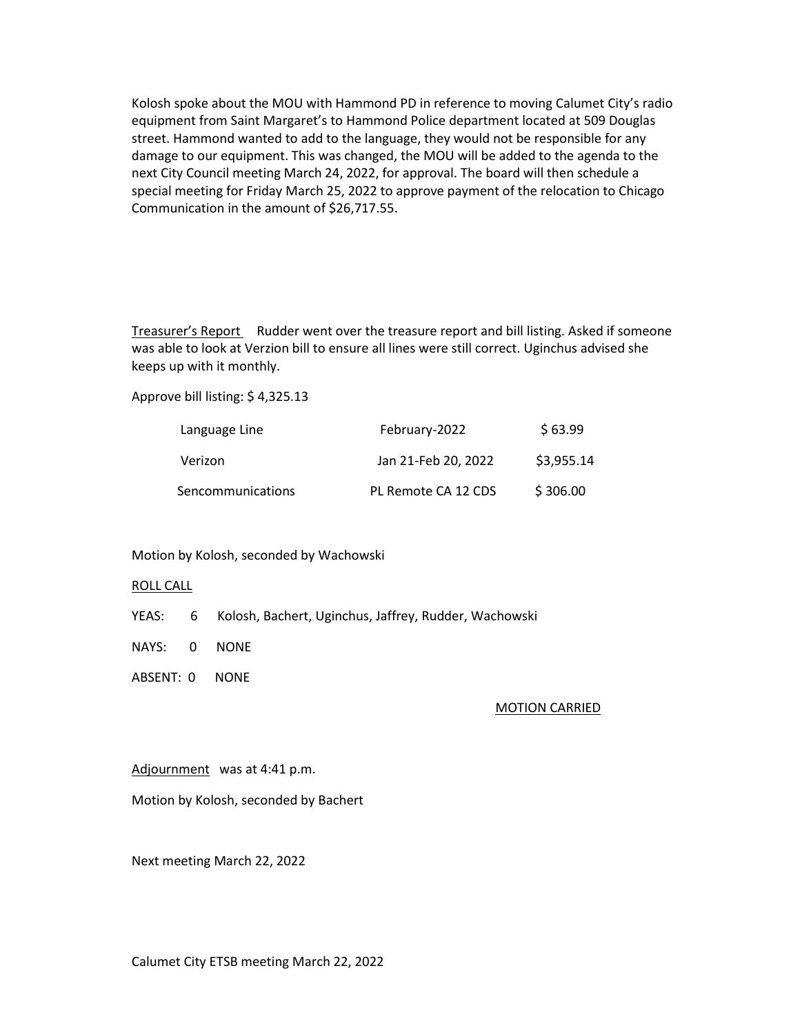Kolosh spoke about the MOU with Hammond PD in reference to moving Calumet City's radio equipment from Saint Margaret's to Hammond Police department located at 509 Douglas street. Hammond wanted to add to the language, they would not be responsible for any damage to our equipment. This was changed, the MOU will be added to the agenda to the next City Council meeting March 24, 2022, for approval. The board will then schedule a special meeting for Friday March 25, 2022 to approve payment of the relocation to Chicago Communication in the amount of $26,717.55.

<u>Treasurer's Report</u> Rudder went over the treasure report and bill listing. Asked if someone was able to look at Verzion bill to ensure all lines were still correct. Uginchus advised she keeps up with it monthly.

Approve bill listing: $ 4,325.13

| | | |
|---|---|---|
| Language Line | February-2022 | $ 63.99 |
| Verizon | Jan 21-Feb 20, 2022 | $3,955.14 |
| Sencommunications | PL Remote CA 12 CDS | $ 306.00 |

Motion by Kolosh, seconded by Wachowski

<u>ROLL CALL</u>

YEAS: 6 Kolosh, Bachert, Uginchus, Jaffrey, Rudder, Wachowski

NAYS: 0 NONE

ABSENT: 0 NONE

<u>MOTION CARRIED</u>

<u>Adjournment</u> was at 4:41 p.m.

Motion by Kolosh, seconded by Bachert

Next meeting March 22, 2022

Calumet City ETSB meeting March 22, 2022